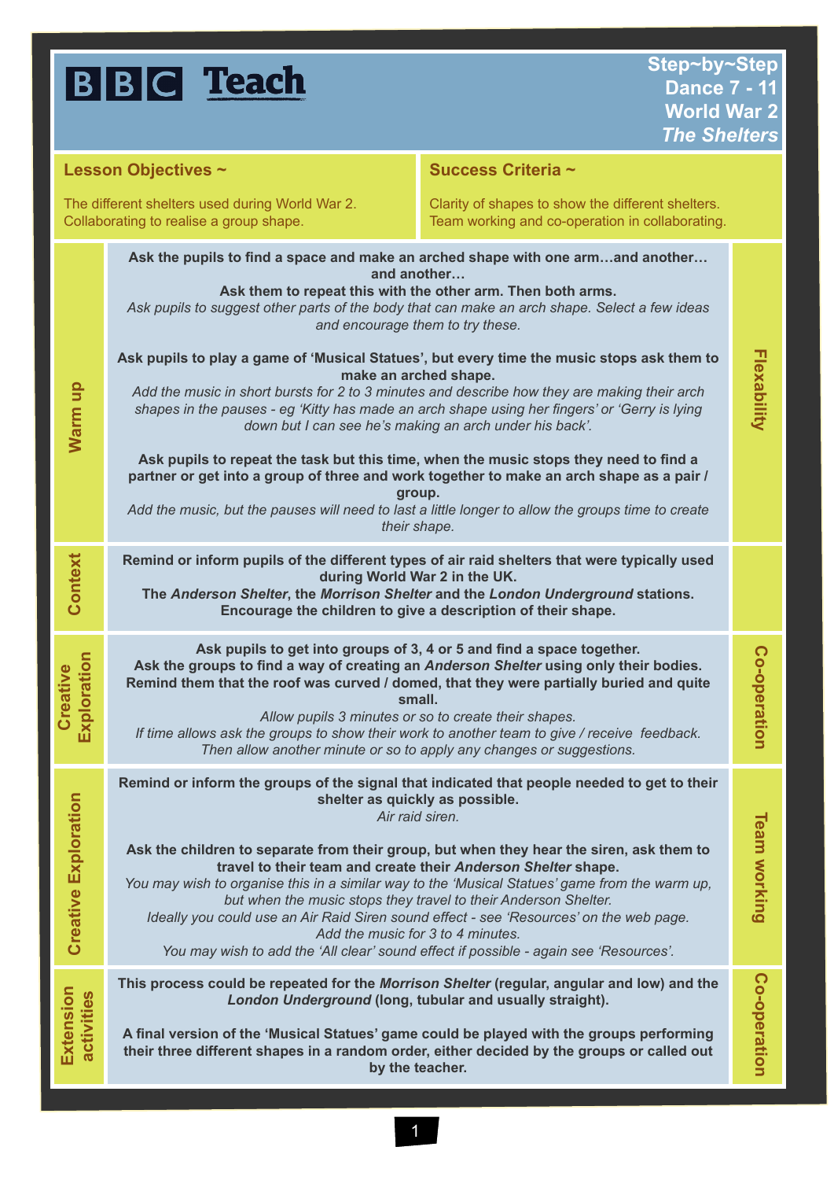# BBC Teach

**Step~by~Step**
**Dance 7 - 11**
**World War 2**
***The Shelters***

| **Lesson Objectives ~** | **Success Criteria ~** |
|---|---|
| The different shelters used during World War 2. Collaborating to realise a group shape. | Clarity of shapes to show the different shelters. Team working and co-operation in collaborating. |

## Warm up

**Ask the pupils to find a space and make an arched shape with one arm…and another… and another…**
**Ask them to repeat this with the other arm. Then both arms.**
*Ask pupils to suggest other parts of the body that can make an arch shape. Select a few ideas and encourage them to try these.*

**Ask pupils to play a game of 'Musical Statues', but every time the music stops ask them to make an arched shape.**
*Add the music in short bursts for 2 to 3 minutes and describe how they are making their arch shapes in the pauses - eg 'Kitty has made an arch shape using her fingers' or 'Gerry is lying down but I can see he's making an arch under his back'.*

**Ask pupils to repeat the task but this time, when the music stops they need to find a partner or get into a group of three and work together to make an arch shape as a pair / group.**
*Add the music, but the pauses will need to last a little longer to allow the groups time to create their shape.*

*Flexability*

## Context

**Remind or inform pupils of the different types of air raid shelters that were typically used during World War 2 in the UK.**
**The *Anderson Shelter*, the *Morrison Shelter* and the *London Underground* stations.**
**Encourage the children to give a description of their shape.**

## Creative Exploration

**Ask pupils to get into groups of 3, 4 or 5 and find a space together.**
**Ask the groups to find a way of creating an *Anderson Shelter* using only their bodies.**
**Remind them that the roof was curved / domed, that they were partially buried and quite small.**
*Allow pupils 3 minutes or so to create their shapes.*
*If time allows ask the groups to show their work to another team to give / receive feedback.*
*Then allow another minute or so to apply any changes or suggestions.*

*Co-operation*

## Creative Exploration

**Remind or inform the groups of the signal that indicated that people needed to get to their shelter as quickly as possible.**
*Air raid siren.*

**Ask the children to separate from their group, but when they hear the siren, ask them to travel to their team and create their *Anderson Shelter* shape.**
*You may wish to organise this in a similar way to the 'Musical Statues' game from the warm up, but when the music stops they travel to their Anderson Shelter.*
*Ideally you could use an Air Raid Siren sound effect - see 'Resources' on the web page.*
*Add the music for 3 to 4 minutes.*
*You may wish to add the 'All clear' sound effect if possible - again see 'Resources'.*

*Team working*

## Extension activities

**This process could be repeated for the *Morrison Shelter* (regular, angular and low) and the *London Underground* (long, tubular and usually straight).**

**A final version of the 'Musical Statues' game could be played with the groups performing their three different shapes in a random order, either decided by the groups or called out by the teacher.**

*Co-operation*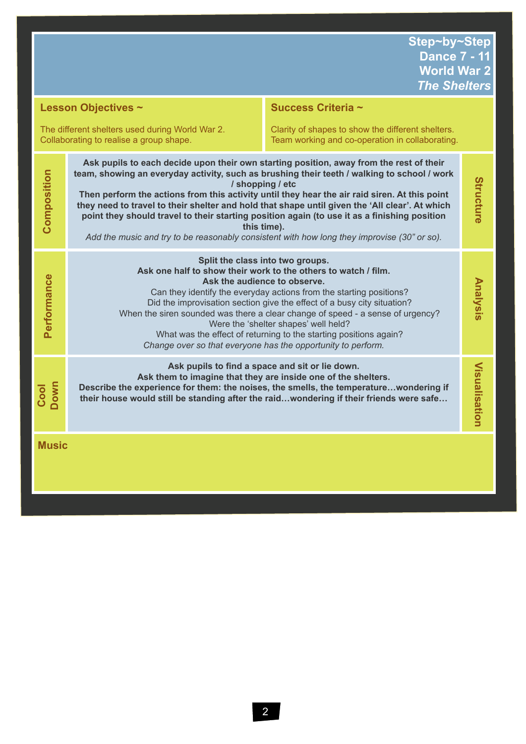# Step~by~Step
## Dance 7 - 11
## World War 2
## *The Shelters*

| **Lesson Objectives ~** | **Success Criteria ~** |
|---|---|
| The different shelters used during World War 2.<br>Collaborating to realise a group shape. | Clarity of shapes to show the different shelters.<br>Team working and co-operation in collaborating. |

| | | |
|---|---|---|
| **Composition** | **Ask pupils to each decide upon their own starting position, away from the rest of their team, showing an everyday activity, such as brushing their teeth / walking to school / work / shopping / etc**<br>**Then perform the actions from this activity until they hear the air raid siren. At this point they need to travel to their shelter and hold that shape until given the 'All clear'. At which point they should travel to their starting position again (to use it as a finishing position this time).**<br>*Add the music and try to be reasonably consistent with how long they improvise (30" or so).* | **Structure** |
| **Performance** | **Split the class into two groups.**<br>**Ask one half to show their work to the others to watch / film.**<br>**Ask the audience to observe.**<br>Can they identify the everyday actions from the starting positions?<br>Did the improvisation section give the effect of a busy city situation?<br>When the siren sounded was there a clear change of speed - a sense of urgency?<br>Were the 'shelter shapes' well held?<br>What was the effect of returning to the starting positions again?<br>*Change over so that everyone has the opportunity to perform.* | **Analysis** |
| **Cool Down** | **Ask pupils to find a space and sit or lie down.**<br>**Ask them to imagine that they are inside one of the shelters.**<br>**Describe the experience for them: the noises, the smells, the temperature…wondering if their house would still be standing after the raid…wondering if their friends were safe…** | **Visualisation** |

**Music**